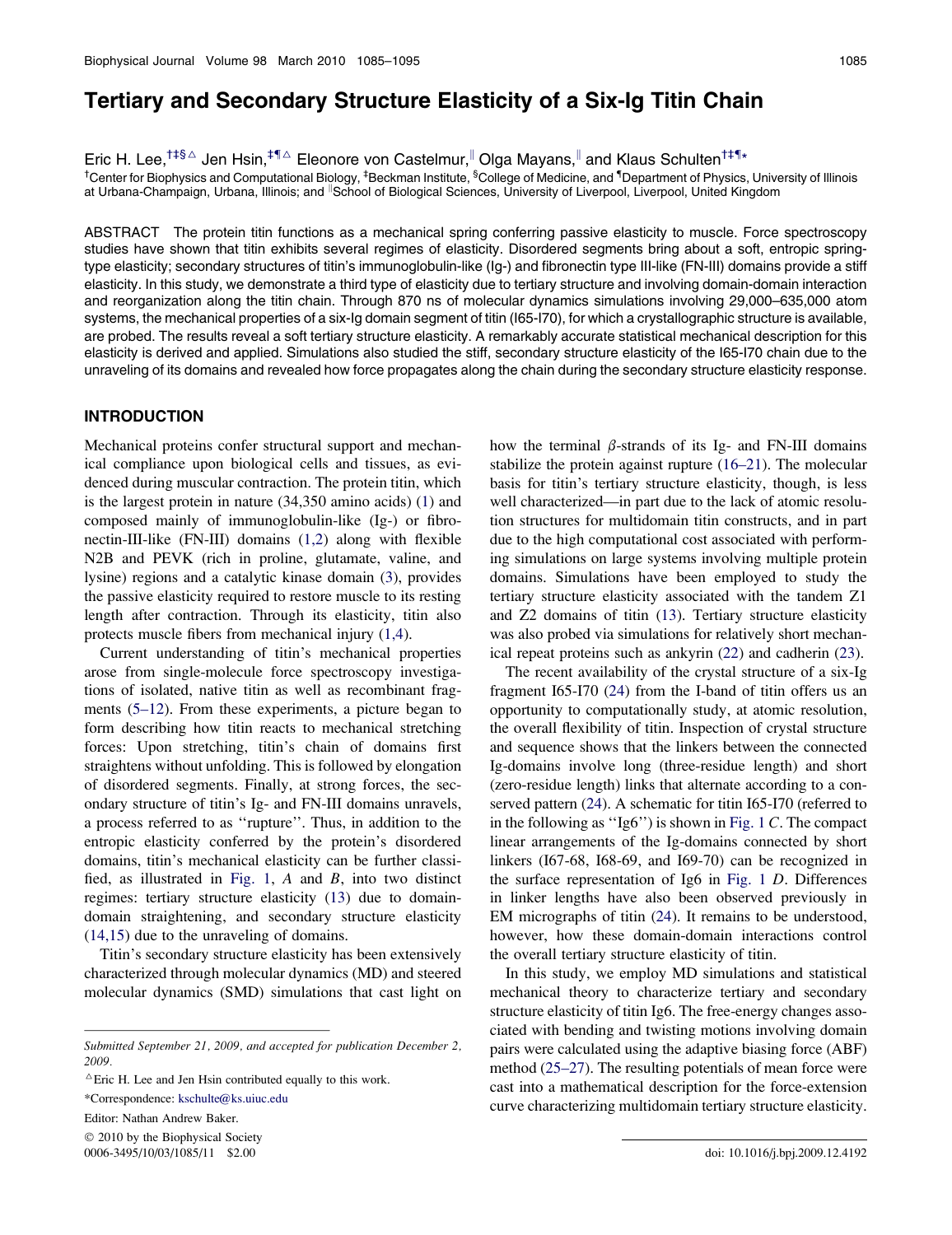# Tertiary and Secondary Structure Elasticity of a Six-Ig Titin Chain

Eric H. Lee,[†‡§△] Jen Hsin,[‡¶△] Eleonore von Castelmur,[‖] Olga Mayans,[‖] and Klaus Schulten[†‡¶*]

[†]Center for Biophysics and Computational Biology, [‡]Beckman Institute, [§]College of Medicine, and [¶]Department of Physics, University of Illinois at Urbana-Champaign, Urbana, Illinois; and [‖]School of Biological Sciences, University of Liverpool, Liverpool, United Kingdom

ABSTRACT The protein titin functions as a mechanical spring conferring passive elasticity to muscle. Force spectroscopy studies have shown that titin exhibits several regimes of elasticity. Disordered segments bring about a soft, entropic spring-type elasticity; secondary structures of titin's immunoglobulin-like (Ig-) and fibronectin type III-like (FN-III) domains provide a stiff elasticity. In this study, we demonstrate a third type of elasticity due to tertiary structure and involving domain-domain interaction and reorganization along the titin chain. Through 870 ns of molecular dynamics simulations involving 29,000–635,000 atom systems, the mechanical properties of a six-Ig domain segment of titin (I65-I70), for which a crystallographic structure is available, are probed. The results reveal a soft tertiary structure elasticity. A remarkably accurate statistical mechanical description for this elasticity is derived and applied. Simulations also studied the stiff, secondary structure elasticity of the I65-I70 chain due to the unraveling of its domains and revealed how force propagates along the chain during the secondary structure elasticity response.

## INTRODUCTION

Mechanical proteins confer structural support and mechanical compliance upon biological cells and tissues, as evidenced during muscular contraction. The protein titin, which is the largest protein in nature (34,350 amino acids) (1) and composed mainly of immunoglobulin-like (Ig-) or fibronectin-III-like (FN-III) domains (1,2) along with flexible N2B and PEVK (rich in proline, glutamate, valine, and lysine) regions and a catalytic kinase domain (3), provides the passive elasticity required to restore muscle to its resting length after contraction. Through its elasticity, titin also protects muscle fibers from mechanical injury (1,4).

Current understanding of titin's mechanical properties arose from single-molecule force spectroscopy investigations of isolated, native titin as well as recombinant fragments (5–12). From these experiments, a picture began to form describing how titin reacts to mechanical stretching forces: Upon stretching, titin's chain of domains first straightens without unfolding. This is followed by elongation of disordered segments. Finally, at strong forces, the secondary structure of titin's Ig- and FN-III domains unravels, a process referred to as "rupture". Thus, in addition to the entropic elasticity conferred by the protein's disordered domains, titin's mechanical elasticity can be further classified, as illustrated in Fig. 1, *A* and *B*, into two distinct regimes: tertiary structure elasticity (13) due to domain-domain straightening, and secondary structure elasticity (14,15) due to the unraveling of domains.

Titin's secondary structure elasticity has been extensively characterized through molecular dynamics (MD) and steered molecular dynamics (SMD) simulations that cast light on how the terminal $\beta$-strands of its Ig- and FN-III domains stabilize the protein against rupture (16–21). The molecular basis for titin's tertiary structure elasticity, though, is less well characterized—in part due to the lack of atomic resolution structures for multidomain titin constructs, and in part due to the high computational cost associated with performing simulations on large systems involving multiple protein domains. Simulations have been employed to study the tertiary structure elasticity associated with the tandem Z1 and Z2 domains of titin (13). Tertiary structure elasticity was also probed via simulations for relatively short mechanical repeat proteins such as ankyrin (22) and cadherin (23).

The recent availability of the crystal structure of a six-Ig fragment I65-I70 (24) from the I-band of titin offers us an opportunity to computationally study, at atomic resolution, the overall flexibility of titin. Inspection of crystal structure and sequence shows that the linkers between the connected Ig-domains involve long (three-residue length) and short (zero-residue length) links that alternate according to a conserved pattern (24). A schematic for titin I65-I70 (referred to in the following as "Ig6") is shown in Fig. 1 *C*. The compact linear arrangements of the Ig-domains connected by short linkers (I67-68, I68-69, and I69-70) can be recognized in the surface representation of Ig6 in Fig. 1 *D*. Differences in linker lengths have also been observed previously in EM micrographs of titin (24). It remains to be understood, however, how these domain-domain interactions control the overall tertiary structure elasticity of titin.

In this study, we employ MD simulations and statistical mechanical theory to characterize tertiary and secondary structure elasticity of titin Ig6. The free-energy changes associated with bending and twisting motions involving domain pairs were calculated using the adaptive biasing force (ABF) method (25–27). The resulting potentials of mean force were cast into a mathematical description for the force-extension curve characterizing multidomain tertiary structure elasticity.

---

*Submitted September 21, 2009, and accepted for publication December 2, 2009.*

△Eric H. Lee and Jen Hsin contributed equally to this work.

*Correspondence: kschulte@ks.uiuc.edu

Editor: Nathan Andrew Baker.

© 2010 by the Biophysical Society
0006-3495/10/03/1085/11 $2.00

doi: 10.1016/j.bpj.2009.12.4192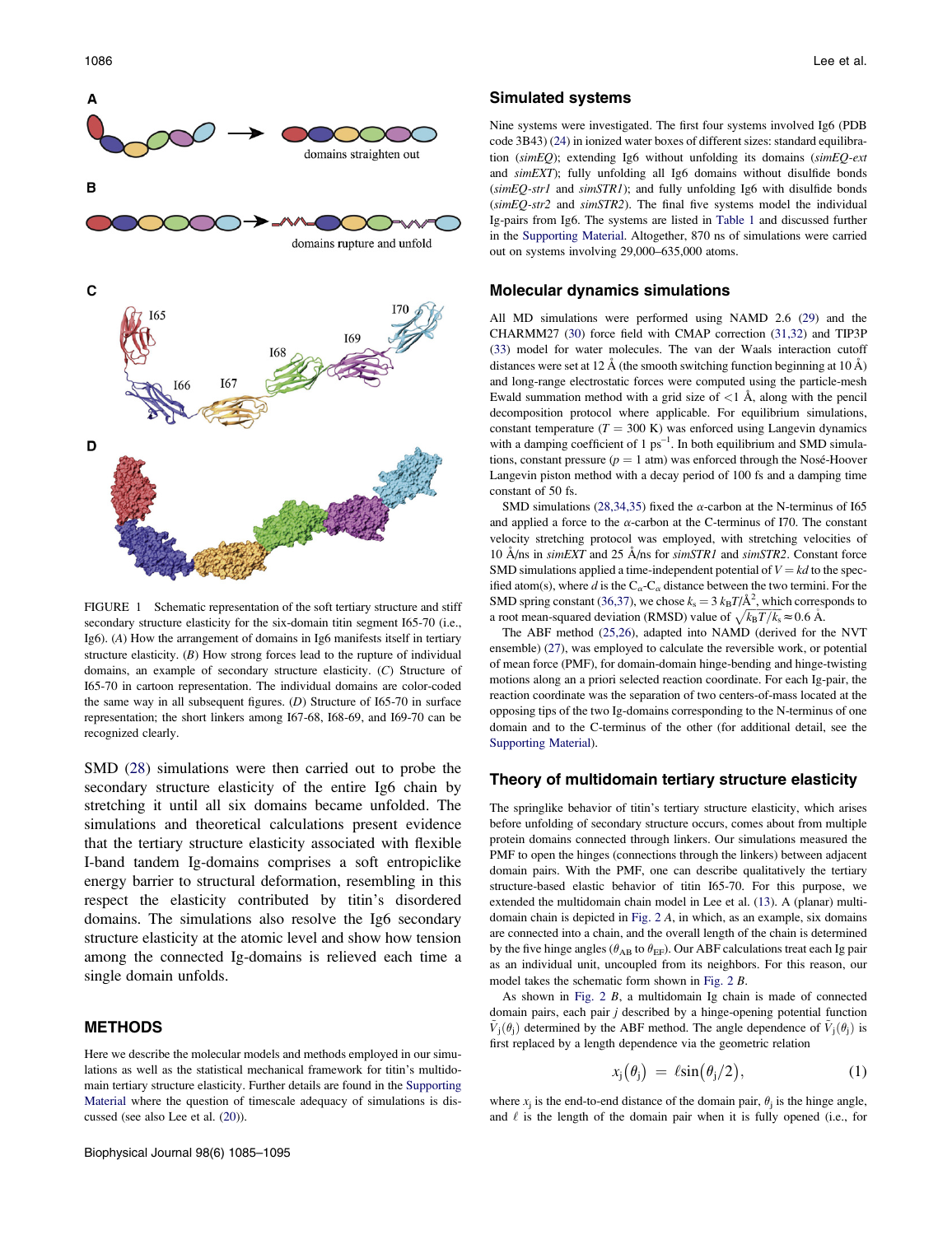FIGURE 1 Schematic representation of the soft tertiary structure and stiff secondary structure elasticity for the six-domain titin segment I65-70 (i.e., Ig6). (*A*) How the arrangement of domains in Ig6 manifests itself in tertiary structure elasticity. (*B*) How strong forces lead to the rupture of individual domains, an example of secondary structure elasticity. (*C*) Structure of I65-70 in cartoon representation. The individual domains are color-coded the same way in all subsequent figures. (*D*) Structure of I65-70 in surface representation; the short linkers among I67-68, I68-69, and I69-70 can be recognized clearly.

SMD (28) simulations were then carried out to probe the secondary structure elasticity of the entire Ig6 chain by stretching it until all six domains became unfolded. The simulations and theoretical calculations present evidence that the tertiary structure elasticity associated with flexible I-band tandem Ig-domains comprises a soft entropiclike energy barrier to structural deformation, resembling in this respect the elasticity contributed by titin's disordered domains. The simulations also resolve the Ig6 secondary structure elasticity at the atomic level and show how tension among the connected Ig-domains is relieved each time a single domain unfolds.

## METHODS

Here we describe the molecular models and methods employed in our simulations as well as the statistical mechanical framework for titin's multidomain tertiary structure elasticity. Further details are found in the Supporting Material where the question of timescale adequacy of simulations is discussed (see also Lee et al. (20)).

### Simulated systems

Nine systems were investigated. The first four systems involved Ig6 (PDB code 3B43) (24) in ionized water boxes of different sizes: standard equilibration (*simEQ*); extending Ig6 without unfolding its domains (*simEQ-ext* and *simEXT*); fully unfolding all Ig6 domains without disulfide bonds (*simEQ-str1* and *simSTR1*); and fully unfolding Ig6 with disulfide bonds (*simEQ-str2* and *simSTR2*). The final five systems model the individual Ig-pairs from Ig6. The systems are listed in Table 1 and discussed further in the Supporting Material. Altogether, 870 ns of simulations were carried out on systems involving 29,000–635,000 atoms.

### Molecular dynamics simulations

All MD simulations were performed using NAMD 2.6 (29) and the CHARMM27 (30) force field with CMAP correction (31,32) and TIP3P (33) model for water molecules. The van der Waals interaction cutoff distances were set at 12 Å (the smooth switching function beginning at 10 Å) and long-range electrostatic forces were computed using the particle-mesh Ewald summation method with a grid size of <1 Å, along with the pencil decomposition protocol where applicable. For equilibrium simulations, constant temperature ($T = 300$ K) was enforced using Langevin dynamics with a damping coefficient of 1 $\text{ps}^{-1}$. In both equilibrium and SMD simulations, constant pressure ($p = 1$ atm) was enforced through the Nosé-Hoover Langevin piston method with a decay period of 100 fs and a damping time constant of 50 fs.

SMD simulations (28,34,35) fixed the α-carbon at the N-terminus of I65 and applied a force to the α-carbon at the C-terminus of I70. The constant velocity stretching protocol was employed, with stretching velocities of 10 Å/ns in *simEXT* and 25 Å/ns for *simSTR1* and *simSTR2*. Constant force SMD simulations applied a time-independent potential of $V = kd$ to the specified atom(s), where $d$ is the $C_\alpha$-$C_\alpha$ distance between the two termini. For the SMD spring constant (36,37), we chose $k_s = 3\ k_BT/\text{Å}^2$, which corresponds to a root mean-squared deviation (RMSD) value of $\sqrt{k_BT/k_s} \approx 0.6$ Å.

The ABF method (25,26), adapted into NAMD (derived for the NVT ensemble) (27), was employed to calculate the reversible work, or potential of mean force (PMF), for domain-domain hinge-bending and hinge-twisting motions along an a priori selected reaction coordinate. For each Ig-pair, the reaction coordinate was the separation of two centers-of-mass located at the opposing tips of the two Ig-domains corresponding to the N-terminus of one domain and to the C-terminus of the other (for additional detail, see the Supporting Material).

### Theory of multidomain tertiary structure elasticity

The springlike behavior of titin's tertiary structure elasticity, which arises before unfolding of secondary structure occurs, comes about from multiple protein domains connected through linkers. Our simulations measured the PMF to open the hinges (connections through the linkers) between adjacent domain pairs. With the PMF, one can describe qualitatively the tertiary structure-based elastic behavior of titin I65-70. For this purpose, we extended the multidomain chain model in Lee et al. (13). A (planar) multidomain chain is depicted in Fig. 2 *A*, in which, as an example, six domains are connected into a chain, and the overall length of the chain is determined by the five hinge angles ($\theta_{AB}$ to $\theta_{EF}$). Our ABF calculations treat each Ig pair as an individual unit, uncoupled from its neighbors. For this reason, our model takes the schematic form shown in Fig. 2 *B*.

As shown in Fig. 2 *B*, a multidomain Ig chain is made of connected domain pairs, each pair $j$ described by a hinge-opening potential function $\tilde{V}_j(\theta_j)$ determined by the ABF method. The angle dependence of $\tilde{V}_j(\theta_j)$ is first replaced by a length dependence via the geometric relation

$$x_j(\theta_j) = \ell \sin(\theta_j/2), \tag{1}$$

where $x_j$ is the end-to-end distance of the domain pair, $\theta_j$ is the hinge angle, and $\ell$ is the length of the domain pair when it is fully opened (i.e., for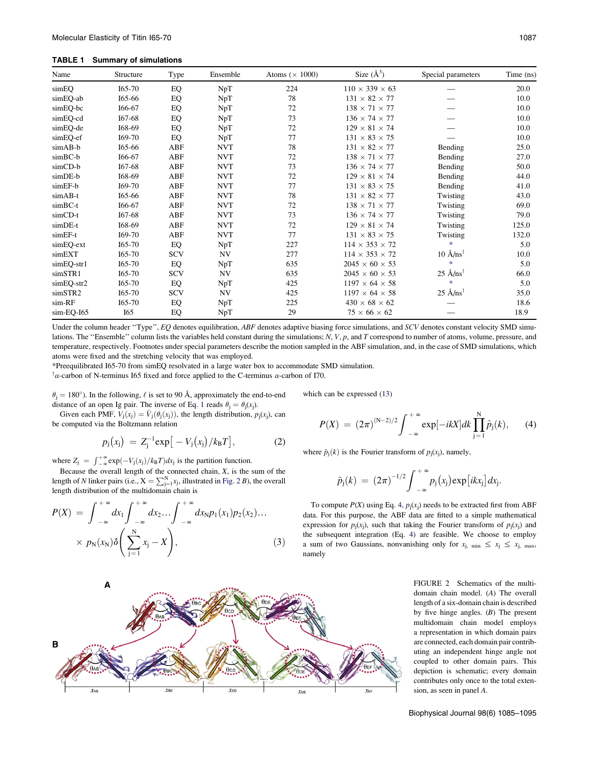**TABLE 1 Summary of simulations**

| Name | Structure | Type | Ensemble | Atoms (× 1000) | Size (Å$^3$) | Special parameters | Time (ns) |
|---|---|---|---|---|---|---|---|
| simEQ | I65-70 | EQ | NpT | 224 | 110 × 339 × 63 | — | 20.0 |
| simEQ-ab | I65-66 | EQ | NpT | 78 | 131 × 82 × 77 | — | 10.0 |
| simEQ-bc | I66-67 | EQ | NpT | 72 | 138 × 71 × 77 | — | 10.0 |
| simEQ-cd | I67-68 | EQ | NpT | 73 | 136 × 74 × 77 | — | 10.0 |
| simEQ-de | I68-69 | EQ | NpT | 72 | 129 × 81 × 74 | — | 10.0 |
| simEQ-ef | I69-70 | EQ | NpT | 77 | 131 × 83 × 75 | — | 10.0 |
| simAB-b | I65-66 | ABF | NVT | 78 | 131 × 82 × 77 | Bending | 25.0 |
| simBC-b | I66-67 | ABF | NVT | 72 | 138 × 71 × 77 | Bending | 27.0 |
| simCD-b | I67-68 | ABF | NVT | 73 | 136 × 74 × 77 | Bending | 50.0 |
| simDE-b | I68-69 | ABF | NVT | 72 | 129 × 81 × 74 | Bending | 44.0 |
| simEF-b | I69-70 | ABF | NVT | 77 | 131 × 83 × 75 | Bending | 41.0 |
| simAB-t | I65-66 | ABF | NVT | 78 | 131 × 82 × 77 | Twisting | 43.0 |
| simBC-t | I66-67 | ABF | NVT | 72 | 138 × 71 × 77 | Twisting | 69.0 |
| simCD-t | I67-68 | ABF | NVT | 73 | 136 × 74 × 77 | Twisting | 79.0 |
| simDE-t | I68-69 | ABF | NVT | 72 | 129 × 81 × 74 | Twisting | 125.0 |
| simEF-t | I69-70 | ABF | NVT | 77 | 131 × 83 × 75 | Twisting | 132.0 |
| simEQ-ext | I65-70 | EQ | NpT | 227 | 114 × 353 × 72 | * | 5.0 |
| simEXT | I65-70 | SCV | NV | 277 | 114 × 353 × 72 | 10 Å/ns† | 10.0 |
| simEQ-str1 | I65-70 | EQ | NpT | 635 | 2045 × 60 × 53 | * | 5.0 |
| simSTR1 | I65-70 | SCV | NV | 635 | 2045 × 60 × 53 | 25 Å/ns† | 66.0 |
| simEQ-str2 | I65-70 | EQ | NpT | 425 | 1197 × 64 × 58 | * | 5.0 |
| simSTR2 | I65-70 | SCV | NV | 425 | 1197 × 64 × 58 | 25 Å/ns† | 35.0 |
| sim-RF | I65-70 | EQ | NpT | 225 | 430 × 68 × 62 | — | 18.6 |
| sim-EQ-I65 | I65 | EQ | NpT | 29 | 75 × 66 × 62 | — | 18.9 |

Under the column header "Type", *EQ* denotes equilibration, *ABF* denotes adaptive biasing force simulations, and *SCV* denotes constant velocity SMD simulations. The "Ensemble" column lists the variables held constant during the simulations; *N*, *V*, *p*, and *T* correspond to number of atoms, volume, pressure, and temperature, respectively. Footnotes under special parameters describe the motion sampled in the ABF simulation, and, in the case of SMD simulations, which atoms were fixed and the stretching velocity that was employed.

*Preequilibrated I65-70 from simEQ resolvated in a large water box to accommodate SMD simulation.

†α-carbon of N-terminus I65 fixed and force applied to the C-terminus α-carbon of I70.

$\theta_j = 180°$). In the following, $\ell$ is set to 90 Å, approximately the end-to-end distance of an open Ig pair. The inverse of Eq. 1 reads $\theta_j = \theta_j(x_j)$.

Given each PMF, $V_j(x_j) = \tilde{V}_j(\theta_j(x_j))$, the length distribution, $p_j(x_j)$, can be computed via the Boltzmann relation

$$p_j(x_j) = Z_j^{-1}\exp\left[-V_j(x_j)/k_BT\right], \tag{2}$$

where $Z_j = \int_{-\infty}^{+\infty}\exp(-V_j(x_j)/k_BT)dx_j$ is the partition function.

Because the overall length of the connected chain, $X$, is the sum of the length of $N$ linker pairs (i.e., $X = \sum_{j=1}^{N}x_j$, illustrated in Fig. 2 *B*), the overall length distribution of the multidomain chain is

$$P(X) = \int_{-\infty}^{+\infty}dx_1\int_{-\infty}^{+\infty}dx_2\ldots\int_{-\infty}^{+\infty}dx_N p_1(x_1)p_2(x_2)\ldots \times p_N(x_N)\delta\left(\sum_{j=1}^{N}x_j - X\right), \tag{3}$$

which can be expressed (13)

$$P(X) = (2\pi)^{(N-2)/2}\int_{-\infty}^{+\infty}\exp[-ikX]dk\prod_{j=1}^{N}\tilde{p}_j(k), \tag{4}$$

where $\tilde{p}_j(k)$ is the Fourier transform of $p_j(x_j)$, namely,

$$\tilde{p}_j(k) = (2\pi)^{-1/2}\int_{-\infty}^{+\infty}p_j(x_j)\exp[ikx_j]dx_j.$$

To compute $P(X)$ using Eq. 4, $p_j(x_j)$ needs to be extracted first from ABF data. For this purpose, the ABF data are fitted to a simple mathematical expression for $p_j(x_j)$, such that taking the Fourier transform of $p_j(x_j)$ and the subsequent integration (Eq. 4) are feasible. We choose to employ a sum of two Gaussians, nonvanishing only for $x_{j,\,min} \le x_j \le x_{j,\,max}$, namely

FIGURE 2 Schematics of the multidomain chain model. (*A*) The overall length of a six-domain chain is described by five hinge angles. (*B*) The present multidomain chain model employs a representation in which domain pairs are connected, each domain pair contributing an independent hinge angle not coupled to other domain pairs. This depiction is schematic; every domain contributes only once to the total extension, as seen in panel *A*.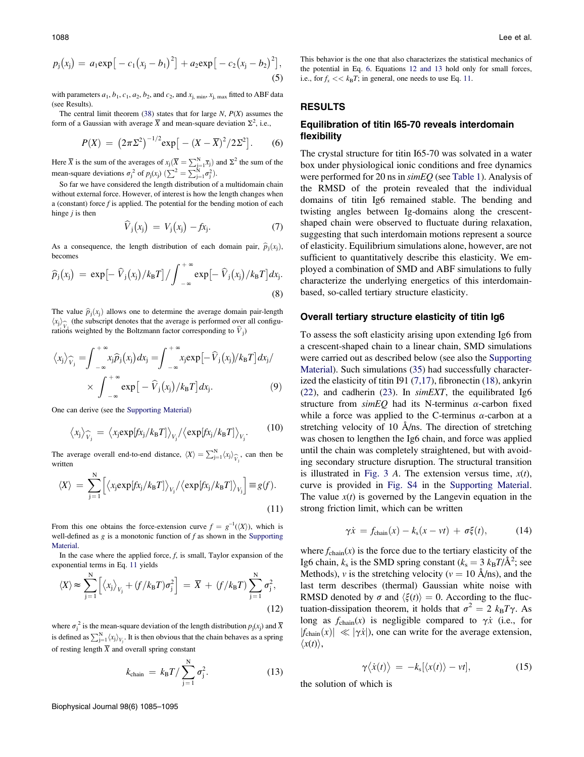$$p_j(x_j) = a_1 \exp\left[-c_1(x_j - b_1)^2\right] + a_2 \exp\left[-c_2(x_j - b_2)^2\right], \tag{5}$$

with parameters $a_1$, $b_1$, $c_1$, $a_2$, $b_2$, and $c_2$, and $x_{j,\,min}$, $x_{j,\,max}$ fitted to ABF data (see Results).

The central limit theorem (38) states that for large $N$, $P(X)$ assumes the form of a Gaussian with average $\overline{X}$ and mean-square deviation $\Sigma^2$, i.e.,

$$P(X) = \left(2\pi\Sigma^2\right)^{-1/2} \exp\left[-(X - \overline{X})^2/2\Sigma^2\right]. \tag{6}$$

Here $\overline{X}$ is the sum of the averages of $x_j(\overline{X} = \sum_{j=1}^{N} \overline{x}_j)$ and $\Sigma^2$ the sum of the mean-square deviations $\sigma_j^2$ of $p_j(x_j)$ ($\sum^2 = \sum_{j=1}^{N} \sigma_j^2$).

So far we have considered the length distribution of a multidomain chain without external force. However, of interest is how the length changes when a (constant) force $f$ is applied. The potential for the bending motion of each hinge $j$ is then

$$\widehat{V}_j(x_j) = V_j(x_j) - fx_j. \tag{7}$$

As a consequence, the length distribution of each domain pair, $\widehat{p}_j(x_j)$, becomes

$$\widehat{p}_j(x_j) = \exp\left[-\widehat{V}_j(x_j)/k_BT\right] \Big/ \int_{-\infty}^{+\infty} \exp\left[-\widehat{V}_j(x_j)/k_BT\right] dx_j. \tag{8}$$

The value $\widehat{p}_j(x_j)$ allows one to determine the average domain pair-length $\langle x_j \rangle_{\widehat{V}_j}$ (the subscript denotes that the average is performed over all configurations weighted by the Boltzmann factor corresponding to $\widehat{V}_j$)

$$\langle x_j \rangle_{\widehat{V}_j} = \int_{-\infty}^{+\infty} x_j \widehat{p}_j(x_j) dx_j = \int_{-\infty}^{+\infty} x_j \exp\left[-\widehat{V}_j(x_j)/k_BT\right] dx_j \Big/ \times \int_{-\infty}^{+\infty} \exp\left[-\widehat{V}_j(x_j)/k_BT\right] dx_j. \tag{9}$$

One can derive (see the Supporting Material)

$$\langle x_j \rangle_{\widehat{V}_j} = \langle x_j \exp[fx_j/k_BT] \rangle_{V_j} / \langle \exp[fx_j/k_BT] \rangle_{V_j}. \tag{10}$$

The average overall end-to-end distance, $\langle X \rangle = \sum_{j=1}^{N} \langle x_j \rangle_{\widehat{V}_j}$, can then be written

$$\langle X \rangle = \sum_{j=1}^{N} \left[ \langle x_j \exp[fx_j/k_BT] \rangle_{V_j} / \langle \exp[fx_j/k_BT] \rangle_{V_j} \right] \equiv g(f). \tag{11}$$

From this one obtains the force-extension curve $f = g^{-1}(\langle X \rangle)$, which is well-defined as $g$ is a monotonic function of $f$ as shown in the Supporting Material.

In the case where the applied force, $f$, is small, Taylor expansion of the exponential terms in Eq. 11 yields

$$\langle X \rangle \approx \sum_{j=1}^{N} \left[ \langle x_j \rangle_{V_j} + (f/k_BT)\sigma_j^2 \right] = \overline{X} + (f/k_BT) \sum_{j=1}^{N} \sigma_j^2, \tag{12}$$

where $\sigma_j^2$ is the mean-square deviation of the length distribution $p_j(x_j)$ and $\overline{X}$ is defined as $\sum_{j=1}^{N} \langle x_j \rangle_{V_j}$. It is then obvious that the chain behaves as a spring of resting length $\overline{X}$ and overall spring constant

$$k_{chain} = k_BT \Big/ \sum_{j=1}^{N} \sigma_j^2. \tag{13}$$

This behavior is the one that also characterizes the statistical mechanics of the potential in Eq. 6. Equations 12 and 13 hold only for small forces, i.e., for $f_x << k_BT$; in general, one needs to use Eq. 11.

## RESULTS

### Equilibration of titin I65-70 reveals interdomain flexibility

The crystal structure for titin I65-70 was solvated in a water box under physiological ionic conditions and free dynamics were performed for 20 ns in *simEQ* (see Table 1). Analysis of the RMSD of the protein revealed that the individual domains of titin Ig6 remained stable. The bending and twisting angles between Ig-domains along the crescent-shaped chain were observed to fluctuate during relaxation, suggesting that such interdomain motions represent a source of elasticity. Equilibrium simulations alone, however, are not sufficient to quantitatively describe this elasticity. We employed a combination of SMD and ABF simulations to fully characterize the underlying energetics of this interdomain-based, so-called tertiary structure elasticity.

### Overall tertiary structure elasticity of titin Ig6

To assess the soft elasticity arising upon extending Ig6 from a crescent-shaped chain to a linear chain, SMD simulations were carried out as described below (see also the Supporting Material). Such simulations (35) had successfully characterized the elasticity of titin I91 (7,17), fibronectin (18), ankyrin (22), and cadherin (23). In *simEXT*, the equilibrated Ig6 structure from *simEQ* had its N-terminus $\alpha$-carbon fixed while a force was applied to the C-terminus $\alpha$-carbon at a stretching velocity of 10 Å/ns. The direction of stretching was chosen to lengthen the Ig6 chain, and force was applied until the chain was completely straightened, but with avoiding secondary structure disruption. The structural transition is illustrated in Fig. 3 *A*. The extension versus time, $x(t)$, curve is provided in Fig. S4 in the Supporting Material. The value $x(t)$ is governed by the Langevin equation in the strong friction limit, which can be written

$$\gamma\dot{x} = f_{chain}(x) - k_s(x - vt) + \sigma\xi(t), \tag{14}$$

where $f_{chain}(x)$ is the force due to the tertiary elasticity of the Ig6 chain, $k_s$ is the SMD spring constant ($k_s = 3\ k_BT/\text{Å}^2$; see Methods), $v$ is the stretching velocity ($v = 10$ Å/ns), and the last term describes (thermal) Gaussian white noise with RMSD denoted by $\sigma$ and $\langle \xi(t) \rangle = 0$. According to the fluctuation-dissipation theorem, it holds that $\sigma^2 = 2\ k_BT\gamma$. As long as $f_{chain}(x)$ is negligible compared to $\gamma\dot{x}$ (i.e., for $|f_{chain}(x)| \ll |\gamma\dot{x}|$), one can write for the average extension, $\langle x(t) \rangle$,

$$\gamma\langle \dot{x}(t) \rangle = -k_s[\langle x(t) \rangle - vt], \tag{15}$$

the solution of which is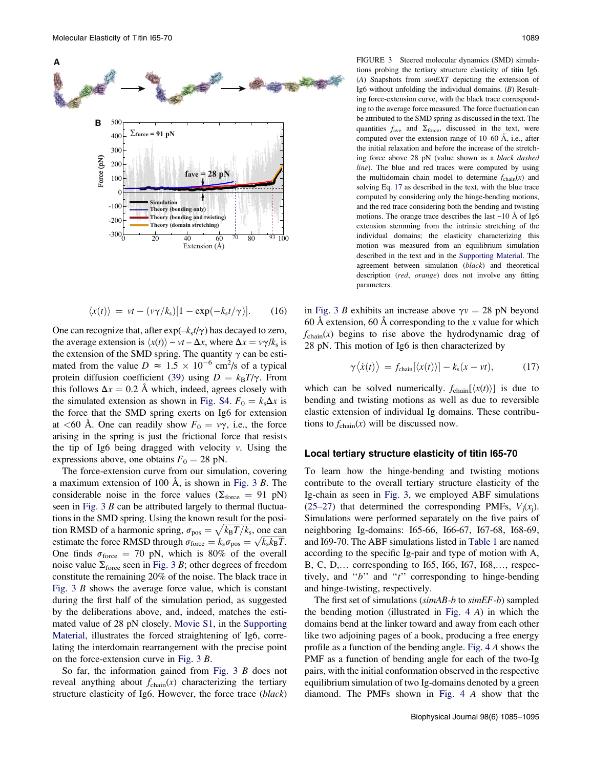FIGURE 3 Steered molecular dynamics (SMD) simulations probing the tertiary structure elasticity of titin Ig6. (*A*) Snapshots from *simEXT* depicting the extension of Ig6 without unfolding the individual domains. (*B*) Resulting force-extension curve, with the black trace corresponding to the average force measured. The force fluctuation can be attributed to the SMD spring as discussed in the text. The quantities $f_{ave}$ and $\Sigma_{force}$, discussed in the text, were computed over the extension range of 10–60 Å, i.e., after the initial relaxation and before the increase of the stretching force above 28 pN (value shown as a *black dashed line*). The blue and red traces were computed by using the multidomain chain model to determine $f_{chain}(x)$ and solving Eq. 17 as described in the text, with the blue trace computed by considering only the hinge-bending motions, and the red trace considering both the bending and twisting motions. The orange trace describes the last ~10 Å of Ig6 extension stemming from the intrinsic stretching of the individual domains; the elasticity characterizing this motion was measured from an equilibrium simulation described in the text and in the Supporting Material. The agreement between simulation (*black*) and theoretical description (*red*, *orange*) does not involve any fitting parameters.

$$\langle x(t) \rangle = vt - (v\gamma/k_s)[1 - \exp(-k_s t/\gamma)]. \qquad (16)$$

One can recognize that, after $\exp(-k_s t/\gamma)$ has decayed to zero, the average extension is $\langle x(t) \rangle \sim vt - \Delta x$, where $\Delta x = v\gamma/k_s$ is the extension of the SMD spring. The quantity $\gamma$ can be estimated from the value $D \approx 1.5 \times 10^{-6}$ cm$^2$/s of a typical protein diffusion coefficient (39) using $D = k_B T/\gamma$. From this follows $\Delta x = 0.2$ Å which, indeed, agrees closely with the simulated extension as shown in Fig. S4. $F_0 = k_s \Delta x$ is the force that the SMD spring exerts on Ig6 for extension at $<60$ Å. One can readily show $F_0 = v\gamma$, i.e., the force arising in the spring is just the frictional force that resists the tip of Ig6 being dragged with velocity $v$. Using the expressions above, one obtains $F_0 = 28$ pN.

The force-extension curve from our simulation, covering a maximum extension of 100 Å, is shown in Fig. 3 *B*. The considerable noise in the force values ($\Sigma_{force} = 91$ pN) seen in Fig. 3 *B* can be attributed largely to thermal fluctuations in the SMD spring. Using the known result for the position RMSD of a harmonic spring, $\sigma_{pos} = \sqrt{k_B T/k_s}$, one can estimate the force RMSD through $\sigma_{force} = k_s \sigma_{pos} = \sqrt{k_s k_B T}$. One finds $\sigma_{force} = 70$ pN, which is 80% of the overall noise value $\Sigma_{force}$ seen in Fig. 3 *B*; other degrees of freedom constitute the remaining 20% of the noise. The black trace in Fig. 3 *B* shows the average force value, which is constant during the first half of the simulation period, as suggested by the deliberations above, and, indeed, matches the estimated value of 28 pN closely. Movie S1, in the Supporting Material, illustrates the forced straightening of Ig6, correlating the interdomain rearrangement with the precise point on the force-extension curve in Fig. 3 *B*.

So far, the information gained from Fig. 3 *B* does not reveal anything about $f_{chain}(x)$ characterizing the tertiary structure elasticity of Ig6. However, the force trace (*black*) in Fig. 3 *B* exhibits an increase above $\gamma v = 28$ pN beyond 60 Å extension, 60 Å corresponding to the $x$ value for which $f_{chain}(x)$ begins to rise above the hydrodynamic drag of 28 pN. This motion of Ig6 is then characterized by

$$\gamma \langle \dot{x}(t) \rangle = f_{chain}[\langle x(t) \rangle] - k_s(x - vt), \qquad (17)$$

which can be solved numerically. $f_{chain}[\langle x(t) \rangle]$ is due to bending and twisting motions as well as due to reversible elastic extension of individual Ig domains. These contributions to $f_{chain}(x)$ will be discussed now.

## Local tertiary structure elasticity of titin I65-70

To learn how the hinge-bending and twisting motions contribute to the overall tertiary structure elasticity of the Ig-chain as seen in Fig. 3, we employed ABF simulations (25–27) that determined the corresponding PMFs, $V_j(x_j)$. Simulations were performed separately on the five pairs of neighboring Ig-domains: I65-66, I66-67, I67-68, I68-69, and I69-70. The ABF simulations listed in Table 1 are named according to the specific Ig-pair and type of motion with A, B, C, D,... corresponding to I65, I66, I67, I68,..., respectively, and "*b*" and "*t*" corresponding to hinge-bending and hinge-twisting, respectively.

The first set of simulations (*simAB-b* to *simEF-b*) sampled the bending motion (illustrated in Fig. 4 *A*) in which the domains bend at the linker toward and away from each other like two adjoining pages of a book, producing a free energy profile as a function of the bending angle. Fig. 4 *A* shows the PMF as a function of bending angle for each of the two-Ig pairs, with the initial conformation observed in the respective equilibrium simulation of two Ig-domains denoted by a green diamond. The PMFs shown in Fig. 4 *A* show that the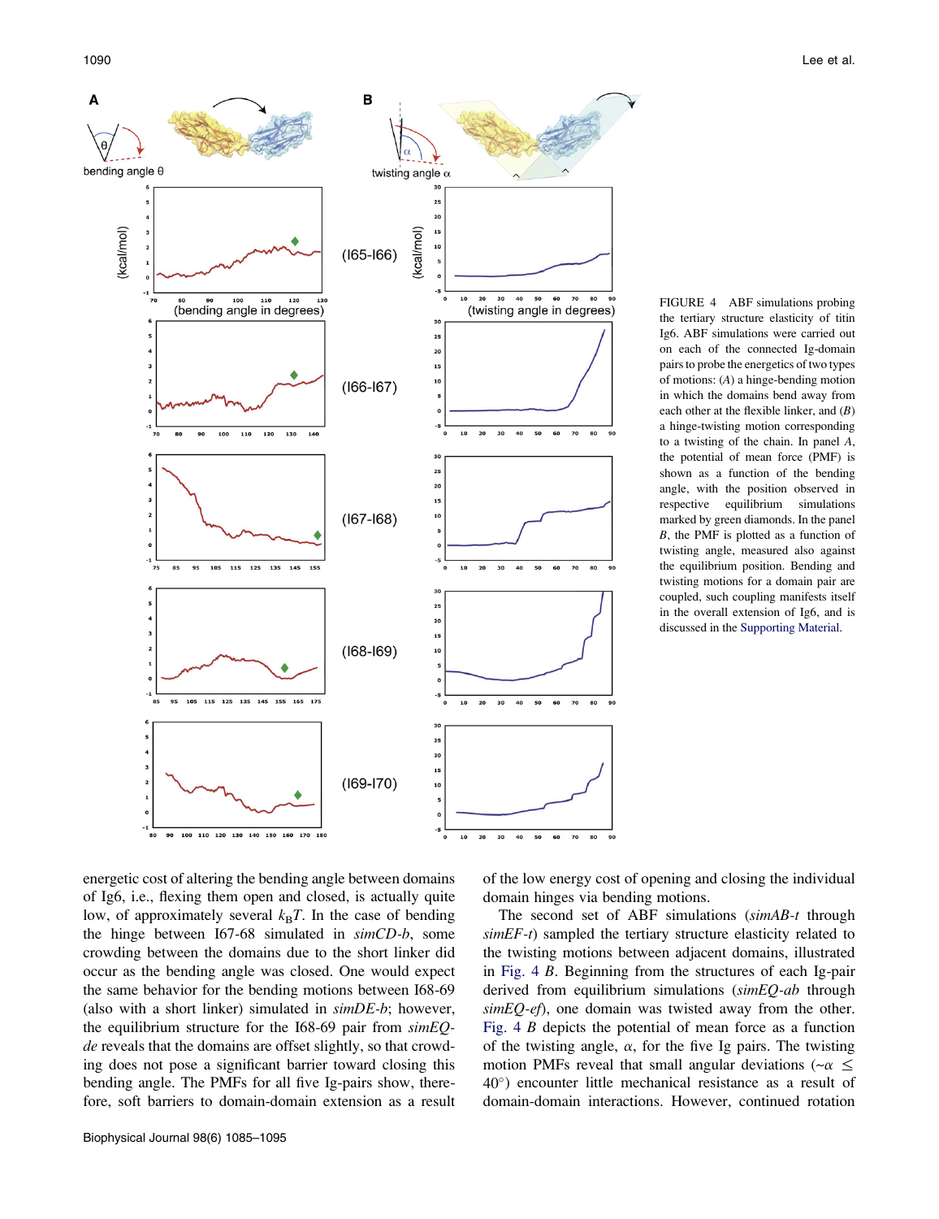FIGURE 4 ABF simulations probing the tertiary structure elasticity of titin Ig6. ABF simulations were carried out on each of the connected Ig-domain pairs to probe the energetics of two types of motions: (*A*) a hinge-bending motion in which the domains bend away from each other at the flexible linker, and (*B*) a hinge-twisting motion corresponding to a twisting of the chain. In panel *A*, the potential of mean force (PMF) is shown as a function of the bending angle, with the position observed in respective equilibrium simulations marked by green diamonds. In the panel *B*, the PMF is plotted as a function of twisting angle, measured also against the equilibrium position. Bending and twisting motions for a domain pair are coupled, such coupling manifests itself in the overall extension of Ig6, and is discussed in the Supporting Material.

energetic cost of altering the bending angle between domains of Ig6, i.e., flexing them open and closed, is actually quite low, of approximately several $k_BT$. In the case of bending the hinge between I67-68 simulated in *simCD-b*, some crowding between the domains due to the short linker did occur as the bending angle was closed. One would expect the same behavior for the bending motions between I68-69 (also with a short linker) simulated in *simDE-b*; however, the equilibrium structure for the I68-69 pair from *simEQ-de* reveals that the domains are offset slightly, so that crowding does not pose a significant barrier toward closing this bending angle. The PMFs for all five Ig-pairs show, therefore, soft barriers to domain-domain extension as a result of the low energy cost of opening and closing the individual domain hinges via bending motions.

The second set of ABF simulations (*simAB-t* through *simEF-t*) sampled the tertiary structure elasticity related to the twisting motions between adjacent domains, illustrated in Fig. 4 *B*. Beginning from the structures of each Ig-pair derived from equilibrium simulations (*simEQ-ab* through *simEQ-ef*), one domain was twisted away from the other. Fig. 4 *B* depicts the potential of mean force as a function of the twisting angle, $\alpha$, for the five Ig pairs. The twisting motion PMFs reveal that small angular deviations ($\sim\alpha \leq 40^{\circ}$) encounter little mechanical resistance as a result of domain-domain interactions. However, continued rotation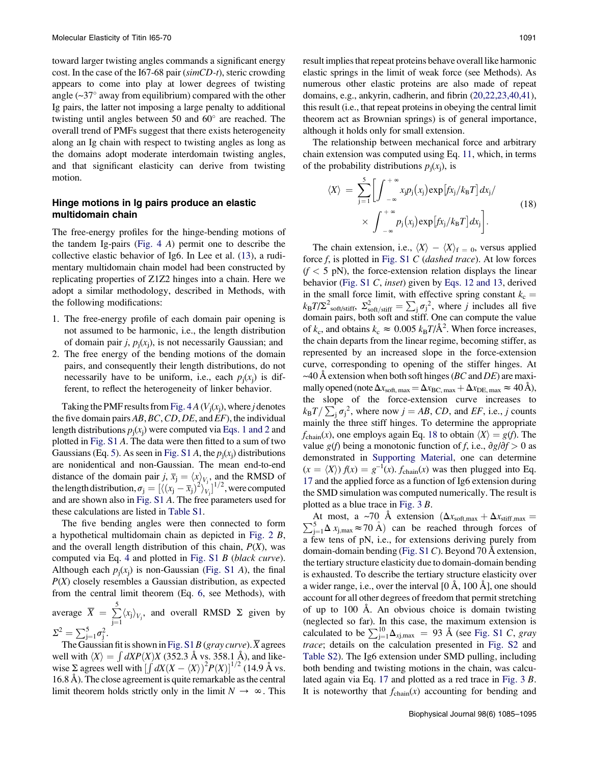toward larger twisting angles commands a significant energy cost. In the case of the I67-68 pair (*simCD-t*), steric crowding appears to come into play at lower degrees of twisting angle (~37° away from equilibrium) compared with the other Ig pairs, the latter not imposing a large penalty to additional twisting until angles between 50 and 60° are reached. The overall trend of PMFs suggest that there exists heterogeneity along an Ig chain with respect to twisting angles as long as the domains adopt moderate interdomain twisting angles, and that significant elasticity can derive from twisting motion.

### Hinge motions in Ig pairs produce an elastic multidomain chain

The free-energy profiles for the hinge-bending motions of the tandem Ig-pairs (Fig. 4 *A*) permit one to describe the collective elastic behavior of Ig6. In Lee et al. (13), a rudimentary multidomain chain model had been constructed by replicating properties of Z1Z2 hinges into a chain. Here we adopt a similar methodology, described in Methods, with the following modifications:

1. The free-energy profile of each domain pair opening is not assumed to be harmonic, i.e., the length distribution of domain pair *j*, $p_j(x_j)$, is not necessarily Gaussian; and
2. The free energy of the bending motions of the domain pairs, and consequently their length distributions, do not necessarily have to be uniform, i.e., each $p_j(x_j)$ is different, to reflect the heterogeneity of linker behavior.

Taking the PMF results from Fig. 4 *A* ($V_j(x_j)$, where *j* denotes the five domain pairs *AB*, *BC*, *CD*, *DE*, and *EF*), the individual length distributions $p_j(x_j)$ were computed via Eqs. 1 and 2 and plotted in Fig. S1 *A*. The data were then fitted to a sum of two Gaussians (Eq. 5). As seen in Fig. S1 *A*, the $p_j(x_j)$ distributions are nonidentical and non-Gaussian. The mean end-to-end distance of the domain pair *j*, $\bar{x}_j = \langle x \rangle_{V_j}$, and the RMSD of the length distribution, $\sigma_j = [\langle (x_j - \bar{x}_j)^2 \rangle_{V_j}]^{1/2}$, were computed and are shown also in Fig. S1 *A*. The fit parameters used for these calculations are listed in Table S1.

The five bending angles were then connected to form a hypothetical multidomain chain as depicted in Fig. 2 *B*, and the overall length distribution of this chain, $P(X)$, was computed via Eq. 4 and plotted in Fig. S1 *B* (*black curve*). Although each $p_j(x_j)$ is non-Gaussian (Fig. S1 *A*), the final $P(X)$ closely resembles a Gaussian distribution, as expected from the central limit theorem (Eq. 6, see Methods), with average $\overline{X} = \sum_{j=1}^{5} \langle x_j \rangle_{V_j}$, and overall RMSD $\Sigma$ given by $\Sigma^2 = \sum_{j=1}^{5} \sigma_j^2$.

The Gaussian fit is shown in Fig. S1 *B* (*gray curve*). $\overline{X}$ agrees well with $\langle X \rangle = \int dX P(X) X$ (352.3 Å vs. 358.1 Å), and likewise $\Sigma$ agrees well with $[\int dX (X - \langle X \rangle)^2 P(X)]^{1/2}$ (14.9 Å vs. 16.8 Å). The close agreement is quite remarkable as the central limit theorem holds strictly only in the limit $N \to \infty$. This result implies that repeat proteins behave overall like harmonic elastic springs in the limit of weak force (see Methods). As numerous other elastic proteins are also made of repeat domains, e.g., ankyrin, cadherin, and fibrin (20,22,23,40,41), this result (i.e., that repeat proteins in obeying the central limit theorem act as Brownian springs) is of general importance, although it holds only for small extension.

The relationship between mechanical force and arbitrary chain extension was computed using Eq. 11, which, in terms of the probability distributions $p_j(x_j)$, is

$$\langle X \rangle = \sum_{j=1}^{5} \left[ \int_{-\infty}^{+\infty} x_j p_j(x_j) \exp[f x_j / k_B T] \, dx_j \Big/ \int_{-\infty}^{+\infty} p_j(x_j) \exp[f x_j / k_B T] \, dx_j \right]. \tag{18}$$

The chain extension, i.e., $\langle X \rangle - \langle X \rangle_{f=0}$, versus applied force *f*, is plotted in Fig. S1 *C* (*dashed trace*). At low forces ($f < 5$ pN), the force-extension relation displays the linear behavior (Fig. S1 *C*, *inset*) given by Eqs. 12 and 13, derived in the small force limit, with effective spring constant $k_c = k_B T / \Sigma^2_{\text{soft/stiff}}$, $\Sigma^2_{\text{soft/stiff}} = \sum_j \sigma_j^2$, where *j* includes all five domain pairs, both soft and stiff. One can compute the value of $k_c$, and obtains $k_c \approx 0.005 \; k_B T/\text{Å}^2$. When force increases, the chain departs from the linear regime, becoming stiffer, as represented by an increased slope in the force-extension curve, corresponding to opening of the stiffer hinges. At ~40 Å extension when both soft hinges (*BC* and *DE*) are maximally opened (note $\Delta x_{\text{soft, max}} = \Delta x_{\text{BC, max}} + \Delta x_{\text{DE, max}} \approx 40$ Å), the slope of the force-extension curve increases to $k_B T / \sum_j \sigma_j^2$, where now $j = AB$, $CD$, and $EF$, i.e., *j* counts mainly the three stiff hinges. To determine the appropriate $f_{\text{chain}}(x)$, one employs again Eq. 18 to obtain $\langle X \rangle = g(f)$. The value $g(f)$ being a monotonic function of *f*, i.e., $\partial g / \partial f > 0$ as demonstrated in Supporting Material, one can determine ($x = \langle X \rangle$) $f(x) = g^{-1}(x)$. $f_{\text{chain}}(x)$ was then plugged into Eq. 17 and the applied force as a function of Ig6 extension during the SMD simulation was computed numerically. The result is plotted as a blue trace in Fig. 3 *B*.

At most, a ~70 Å extension ($\Delta x_{\text{soft,max}} + \Delta x_{\text{stiff,max}} = \sum_{j=1}^{5} \Delta x_{j,\text{max}} \approx 70$ Å) can be reached through forces of a few tens of pN, i.e., for extensions deriving purely from domain-domain bending (Fig. S1 *C*). Beyond 70 Å extension, the tertiary structure elasticity due to domain-domain bending is exhausted. To describe the tertiary structure elasticity over a wider range, i.e., over the interval [0 Å, 100 Å], one should account for all other degrees of freedom that permit stretching of up to 100 Å. An obvious choice is domain twisting (neglected so far). In this case, the maximum extension is calculated to be $\sum_{j=1}^{10} \Delta_{xj,\text{max}} = 93$ Å (see Fig. S1 *C*, *gray trace*; details on the calculation presented in Fig. S2 and Table S2). The Ig6 extension under SMD pulling, including both bending and twisting motions in the chain, was calculated again via Eq. 17 and plotted as a red trace in Fig. 3 *B*. It is noteworthy that $f_{\text{chain}}(x)$ accounting for bending and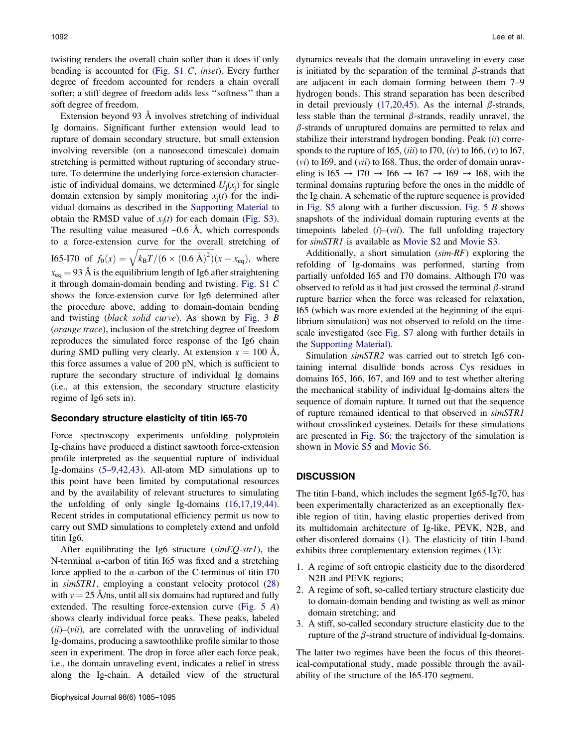twisting renders the overall chain softer than it does if only bending is accounted for (Fig. S1 *C*, *inset*). Every further degree of freedom accounted for renders a chain overall softer; a stiff degree of freedom adds less ''softness'' than a soft degree of freedom.

Extension beyond 93 Å involves stretching of individual Ig domains. Significant further extension would lead to rupture of domain secondary structure, but small extension involving reversible (on a nanosecond timescale) domain stretching is permitted without rupturing of secondary structure. To determine the underlying force-extension characteristic of individual domains, we determined $U_j(x_j)$ for single domain extension by simply monitoring $x_j(t)$ for the individual domains as described in the Supporting Material to obtain the RMSD value of $x_j(t)$ for each domain (Fig. S3). The resulting value measured ~0.6 Å, which corresponds to a force-extension curve for the overall stretching of I65-I70 of $f_0(x) = \sqrt{k_B T / (6 \times (0.6\ \text{Å})^2)}(x - x_{eq})$, where $x_{eq} = 93$ Å is the equilibrium length of Ig6 after straightening it through domain-domain bending and twisting. Fig. S1 *C* shows the force-extension curve for Ig6 determined after the procedure above, adding to domain-domain bending and twisting (*black solid curve*). As shown by Fig. 3 *B* (*orange trace*), inclusion of the stretching degree of freedom reproduces the simulated force response of the Ig6 chain during SMD pulling very clearly. At extension $x = 100$ Å, this force assumes a value of 200 pN, which is sufficient to rupture the secondary structure of individual Ig domains (i.e., at this extension, the secondary structure elasticity regime of Ig6 sets in).

### Secondary structure elasticity of titin I65-70

Force spectroscopy experiments unfolding polyprotein Ig-chains have produced a distinct sawtooth force-extension profile interpreted as the sequential rupture of individual Ig-domains (5–9,42,43). All-atom MD simulations up to this point have been limited by computational resources and by the availability of relevant structures to simulating the unfolding of only single Ig-domains (16,17,19,44). Recent strides in computational efficiency permit us now to carry out SMD simulations to completely extend and unfold titin Ig6.

After equilibrating the Ig6 structure (*simEQ-str1*), the N-terminal α-carbon of titin I65 was fixed and a stretching force applied to the α-carbon of the C-terminus of titin I70 in *simSTR1*, employing a constant velocity protocol (28) with $v = 25$ Å/ns, until all six domains had ruptured and fully extended. The resulting force-extension curve (Fig. 5 *A*) shows clearly individual force peaks. These peaks, labeled (*ii*)–(*vii*), are correlated with the unraveling of individual Ig-domains, producing a sawtoothlike profile similar to those seen in experiment. The drop in force after each force peak, i.e., the domain unraveling event, indicates a relief in stress along the Ig-chain. A detailed view of the structural dynamics reveals that the domain unraveling in every case is initiated by the separation of the terminal β-strands that are adjacent in each domain forming between them 7–9 hydrogen bonds. This strand separation has been described in detail previously (17,20,45). As the internal β-strands, less stable than the terminal β-strands, readily unravel, the β-strands of unruptured domains are permitted to relax and stabilize their interstrand hydrogen bonding. Peak (*ii*) corresponds to the rupture of I65, (*iii*) to I70, (*iv*) to I66, (*v*) to I67, (*vi*) to I69, and (*vii*) to I68. Thus, the order of domain unraveling is I65 → I70 → I66 → I67 → I69 → I68, with the terminal domains rupturing before the ones in the middle of the Ig chain. A schematic of the rupture sequence is provided in Fig. S5 along with a further discussion. Fig. 5 *B* shows snapshots of the individual domain rupturing events at the timepoints labeled (*i*)–(*vii*). The full unfolding trajectory for *simSTR1* is available as Movie S2 and Movie S3.

Additionally, a short simulation (*sim-RF*) exploring the refolding of Ig-domains was performed, starting from partially unfolded I65 and I70 domains. Although I70 was observed to refold as it had just crossed the terminal β-strand rupture barrier when the force was released for relaxation, I65 (which was more extended at the beginning of the equilibrium simulation) was not observed to refold on the timescale investigated (see Fig. S7 along with further details in the Supporting Material).

Simulation *simSTR2* was carried out to stretch Ig6 containing internal disulfide bonds across Cys residues in domains I65, I66, I67, and I69 and to test whether altering the mechanical stability of individual Ig-domains alters the sequence of domain rupture. It turned out that the sequence of rupture remained identical to that observed in *simSTR1* without crosslinked cysteines. Details for these simulations are presented in Fig. S6; the trajectory of the simulation is shown in Movie S5 and Movie S6.

## DISCUSSION

The titin I-band, which includes the segment Ig65-Ig70, has been experimentally characterized as an exceptionally flexible region of titin, having elastic properties derived from its multidomain architecture of Ig-like, PEVK, N2B, and other disordered domains (1). The elasticity of titin I-band exhibits three complementary extension regimes (13):

1. A regime of soft entropic elasticity due to the disordered N2B and PEVK regions;
2. A regime of soft, so-called tertiary structure elasticity due to domain-domain bending and twisting as well as minor domain stretching; and
3. A stiff, so-called secondary structure elasticity due to the rupture of the β-strand structure of individual Ig-domains.

The latter two regimes have been the focus of this theoretical-computational study, made possible through the availability of the structure of the I65-I70 segment.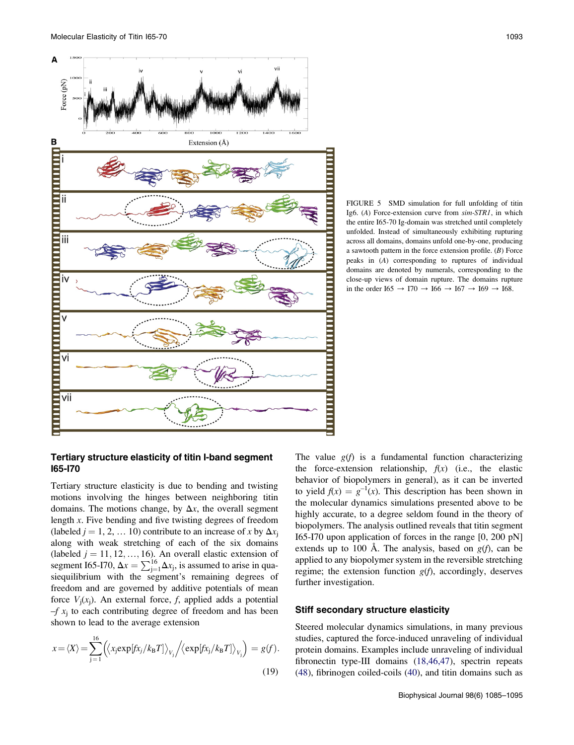FIGURE 5 SMD simulation for full unfolding of titin Ig6. (*A*) Force-extension curve from *sim-STR1*, in which the entire I65-70 Ig-domain was stretched until completely unfolded. Instead of simultaneously exhibiting rupturing across all domains, domains unfold one-by-one, producing a sawtooth pattern in the force extension profile. (*B*) Force peaks in (*A*) corresponding to ruptures of individual domains are denoted by numerals, corresponding to the close-up views of domain rupture. The domains rupture in the order I65 → I70 → I66 → I67 → I69 → I68.

## Tertiary structure elasticity of titin I-band segment I65-I70

Tertiary structure elasticity is due to bending and twisting motions involving the hinges between neighboring titin domains. The motions change, by $\Delta x$, the overall segment length $x$. Five bending and five twisting degrees of freedom (labeled $j = 1, 2, \ldots 10$) contribute to an increase of $x$ by $\Delta x_j$ along with weak stretching of each of the six domains (labeled $j = 11, 12, \ldots, 16$). An overall elastic extension of segment I65-I70, $\Delta x = \sum_{j=1}^{16} \Delta x_j$, is assumed to arise in quasiequilibrium with the segment's remaining degrees of freedom and are governed by additive potentials of mean force $V_j(x_j)$. An external force, $f$, applied adds a potential $-f\, x_j$ to each contributing degree of freedom and has been shown to lead to the average extension

$$x = \langle X \rangle = \sum_{j=1}^{16} \left( \left\langle x_j \exp[f x_j / k_B T] \right\rangle_{V_j} \Big/ \left\langle \exp[f x_j / k_B T] \right\rangle_{V_j} \right) = g(f). \tag{19}$$

The value $g(f)$ is a fundamental function characterizing the force-extension relationship, $f(x)$ (i.e., the elastic behavior of biopolymers in general), as it can be inverted to yield $f(x) = g^{-1}(x)$. This description has been shown in the molecular dynamics simulations presented above to be highly accurate, to a degree seldom found in the theory of biopolymers. The analysis outlined reveals that titin segment I65-I70 upon application of forces in the range [0, 200 pN] extends up to 100 Å. The analysis, based on $g(f)$, can be applied to any biopolymer system in the reversible stretching regime; the extension function $g(f)$, accordingly, deserves further investigation.

## Stiff secondary structure elasticity

Steered molecular dynamics simulations, in many previous studies, captured the force-induced unraveling of individual protein domains. Examples include unraveling of individual fibronectin type-III domains (18,46,47), spectrin repeats (48), fibrinogen coiled-coils (40), and titin domains such as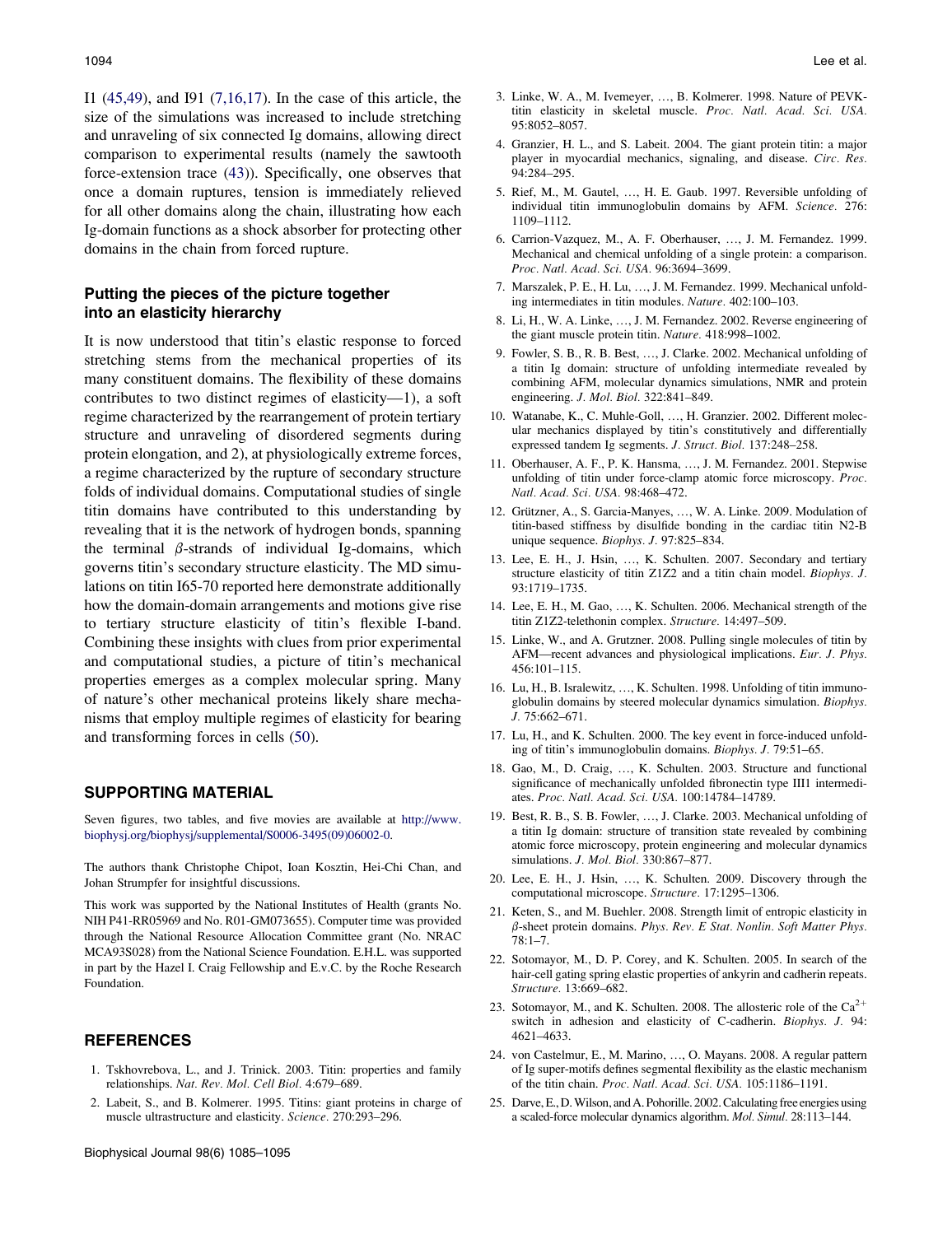I1 (45,49), and I91 (7,16,17). In the case of this article, the size of the simulations was increased to include stretching and unraveling of six connected Ig domains, allowing direct comparison to experimental results (namely the sawtooth force-extension trace (43)). Specifically, one observes that once a domain ruptures, tension is immediately relieved for all other domains along the chain, illustrating how each Ig-domain functions as a shock absorber for protecting other domains in the chain from forced rupture.

### Putting the pieces of the picture together into an elasticity hierarchy

It is now understood that titin's elastic response to forced stretching stems from the mechanical properties of its many constituent domains. The flexibility of these domains contributes to two distinct regimes of elasticity—1), a soft regime characterized by the rearrangement of protein tertiary structure and unraveling of disordered segments during protein elongation, and 2), at physiologically extreme forces, a regime characterized by the rupture of secondary structure folds of individual domains. Computational studies of single titin domains have contributed to this understanding by revealing that it is the network of hydrogen bonds, spanning the terminal $\beta$-strands of individual Ig-domains, which governs titin's secondary structure elasticity. The MD simulations on titin I65-70 reported here demonstrate additionally how the domain-domain arrangements and motions give rise to tertiary structure elasticity of titin's flexible I-band. Combining these insights with clues from prior experimental and computational studies, a picture of titin's mechanical properties emerges as a complex molecular spring. Many of nature's other mechanical proteins likely share mechanisms that employ multiple regimes of elasticity for bearing and transforming forces in cells (50).

## SUPPORTING MATERIAL

Seven figures, two tables, and five movies are available at http://www.biophysj.org/biophysj/supplemental/S0006-3495(09)06002-0.

The authors thank Christophe Chipot, Ioan Kosztin, Hei-Chi Chan, and Johan Strumpfer for insightful discussions.

This work was supported by the National Institutes of Health (grants No. NIH P41-RR05969 and No. R01-GM073655). Computer time was provided through the National Resource Allocation Committee grant (No. NRAC MCA93S028) from the National Science Foundation. E.H.L. was supported in part by the Hazel I. Craig Fellowship and E.v.C. by the Roche Research Foundation.

## REFERENCES

1. Tskhovrebova, L., and J. Trinick. 2003. Titin: properties and family relationships. *Nat. Rev. Mol. Cell Biol.* 4:679–689.
2. Labeit, S., and B. Kolmerer. 1995. Titins: giant proteins in charge of muscle ultrastructure and elasticity. *Science.* 270:293–296.
3. Linke, W. A., M. Ivemeyer, …, B. Kolmerer. 1998. Nature of PEVK-titin elasticity in skeletal muscle. *Proc. Natl. Acad. Sci. USA.* 95:8052–8057.
4. Granzier, H. L., and S. Labeit. 2004. The giant protein titin: a major player in myocardial mechanics, signaling, and disease. *Circ. Res.* 94:284–295.
5. Rief, M., M. Gautel, …, H. E. Gaub. 1997. Reversible unfolding of individual titin immunoglobulin domains by AFM. *Science.* 276: 1109–1112.
6. Carrion-Vazquez, M., A. F. Oberhauser, …, J. M. Fernandez. 1999. Mechanical and chemical unfolding of a single protein: a comparison. *Proc. Natl. Acad. Sci. USA.* 96:3694–3699.
7. Marszalek, P. E., H. Lu, …, J. M. Fernandez. 1999. Mechanical unfolding intermediates in titin modules. *Nature.* 402:100–103.
8. Li, H., W. A. Linke, …, J. M. Fernandez. 2002. Reverse engineering of the giant muscle protein titin. *Nature.* 418:998–1002.
9. Fowler, S. B., R. B. Best, …, J. Clarke. 2002. Mechanical unfolding of a titin Ig domain: structure of unfolding intermediate revealed by combining AFM, molecular dynamics simulations, NMR and protein engineering. *J. Mol. Biol.* 322:841–849.
10. Watanabe, K., C. Muhle-Goll, …, H. Granzier. 2002. Different molecular mechanics displayed by titin's constitutively and differentially expressed tandem Ig segments. *J. Struct. Biol.* 137:248–258.
11. Oberhauser, A. F., P. K. Hansma, …, J. M. Fernandez. 2001. Stepwise unfolding of titin under force-clamp atomic force microscopy. *Proc. Natl. Acad. Sci. USA.* 98:468–472.
12. Grützner, A., S. Garcia-Manyes, …, W. A. Linke. 2009. Modulation of titin-based stiffness by disulfide bonding in the cardiac titin N2-B unique sequence. *Biophys. J.* 97:825–834.
13. Lee, E. H., J. Hsin, …, K. Schulten. 2007. Secondary and tertiary structure elasticity of titin Z1Z2 and a titin chain model. *Biophys. J.* 93:1719–1735.
14. Lee, E. H., M. Gao, …, K. Schulten. 2006. Mechanical strength of the titin Z1Z2-telethonin complex. *Structure.* 14:497–509.
15. Linke, W., and A. Grutzner. 2008. Pulling single molecules of titin by AFM—recent advances and physiological implications. *Eur. J. Phys.* 456:101–115.
16. Lu, H., B. Isralewitz, …, K. Schulten. 1998. Unfolding of titin immunoglobulin domains by steered molecular dynamics simulation. *Biophys. J.* 75:662–671.
17. Lu, H., and K. Schulten. 2000. The key event in force-induced unfolding of titin's immunoglobulin domains. *Biophys. J.* 79:51–65.
18. Gao, M., D. Craig, …, K. Schulten. 2003. Structure and functional significance of mechanically unfolded fibronectin type III1 intermediates. *Proc. Natl. Acad. Sci. USA.* 100:14784–14789.
19. Best, R. B., S. B. Fowler, …, J. Clarke. 2003. Mechanical unfolding of a titin Ig domain: structure of transition state revealed by combining atomic force microscopy, protein engineering and molecular dynamics simulations. *J. Mol. Biol.* 330:867–877.
20. Lee, E. H., J. Hsin, …, K. Schulten. 2009. Discovery through the computational microscope. *Structure.* 17:1295–1306.
21. Keten, S., and M. Buehler. 2008. Strength limit of entropic elasticity in $\beta$-sheet protein domains. *Phys. Rev. E Stat. Nonlin. Soft Matter Phys.* 78:1–7.
22. Sotomayor, M., D. P. Corey, and K. Schulten. 2005. In search of the hair-cell gating spring elastic properties of ankyrin and cadherin repeats. *Structure.* 13:669–682.
23. Sotomayor, M., and K. Schulten. 2008. The allosteric role of the $Ca^{2+}$ switch in adhesion and elasticity of C-cadherin. *Biophys. J.* 94: 4621–4633.
24. von Castelmur, E., M. Marino, …, O. Mayans. 2008. A regular pattern of Ig super-motifs defines segmental flexibility as the elastic mechanism of the titin chain. *Proc. Natl. Acad. Sci. USA.* 105:1186–1191.
25. Darve, E., D. Wilson, and A. Pohorille. 2002. Calculating free energies using a scaled-force molecular dynamics algorithm. *Mol. Simul.* 28:113–144.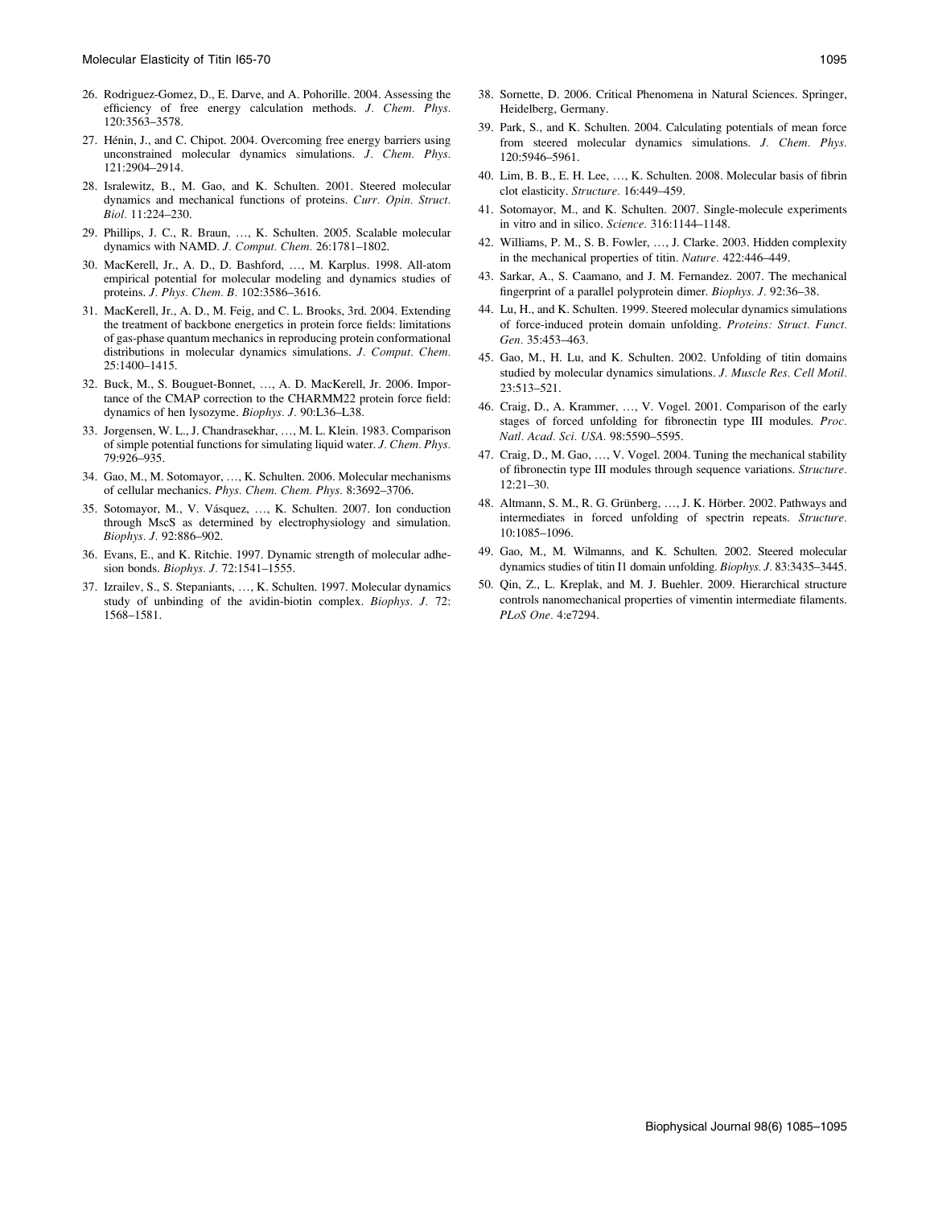26. Rodriguez-Gomez, D., E. Darve, and A. Pohorille. 2004. Assessing the efficiency of free energy calculation methods. *J. Chem. Phys.* 120:3563–3578.
27. Hénin, J., and C. Chipot. 2004. Overcoming free energy barriers using unconstrained molecular dynamics simulations. *J. Chem. Phys.* 121:2904–2914.
28. Isralewitz, B., M. Gao, and K. Schulten. 2001. Steered molecular dynamics and mechanical functions of proteins. *Curr. Opin. Struct. Biol.* 11:224–230.
29. Phillips, J. C., R. Braun, …, K. Schulten. 2005. Scalable molecular dynamics with NAMD. *J. Comput. Chem.* 26:1781–1802.
30. MacKerell, Jr., A. D., D. Bashford, …, M. Karplus. 1998. All-atom empirical potential for molecular modeling and dynamics studies of proteins. *J. Phys. Chem. B.* 102:3586–3616.
31. MacKerell, Jr., A. D., M. Feig, and C. L. Brooks, 3rd. 2004. Extending the treatment of backbone energetics in protein force fields: limitations of gas-phase quantum mechanics in reproducing protein conformational distributions in molecular dynamics simulations. *J. Comput. Chem.* 25:1400–1415.
32. Buck, M., S. Bouguet-Bonnet, …, A. D. MacKerell, Jr. 2006. Importance of the CMAP correction to the CHARMM22 protein force field: dynamics of hen lysozyme. *Biophys. J.* 90:L36–L38.
33. Jorgensen, W. L., J. Chandrasekhar, …, M. L. Klein. 1983. Comparison of simple potential functions for simulating liquid water. *J. Chem. Phys.* 79:926–935.
34. Gao, M., M. Sotomayor, …, K. Schulten. 2006. Molecular mechanisms of cellular mechanics. *Phys. Chem. Chem. Phys.* 8:3692–3706.
35. Sotomayor, M., V. Vásquez, …, K. Schulten. 2007. Ion conduction through MscS as determined by electrophysiology and simulation. *Biophys. J.* 92:886–902.
36. Evans, E., and K. Ritchie. 1997. Dynamic strength of molecular adhesion bonds. *Biophys. J.* 72:1541–1555.
37. Izrailev, S., S. Stepaniants, …, K. Schulten. 1997. Molecular dynamics study of unbinding of the avidin-biotin complex. *Biophys. J.* 72: 1568–1581.
38. Sornette, D. 2006. Critical Phenomena in Natural Sciences. Springer, Heidelberg, Germany.
39. Park, S., and K. Schulten. 2004. Calculating potentials of mean force from steered molecular dynamics simulations. *J. Chem. Phys.* 120:5946–5961.
40. Lim, B. B., E. H. Lee, …, K. Schulten. 2008. Molecular basis of fibrin clot elasticity. *Structure.* 16:449–459.
41. Sotomayor, M., and K. Schulten. 2007. Single-molecule experiments in vitro and in silico. *Science.* 316:1144–1148.
42. Williams, P. M., S. B. Fowler, …, J. Clarke. 2003. Hidden complexity in the mechanical properties of titin. *Nature.* 422:446–449.
43. Sarkar, A., S. Caamano, and J. M. Fernandez. 2007. The mechanical fingerprint of a parallel polyprotein dimer. *Biophys. J.* 92:36–38.
44. Lu, H., and K. Schulten. 1999. Steered molecular dynamics simulations of force-induced protein domain unfolding. *Proteins: Struct. Funct. Gen.* 35:453–463.
45. Gao, M., H. Lu, and K. Schulten. 2002. Unfolding of titin domains studied by molecular dynamics simulations. *J. Muscle Res. Cell Motil.* 23:513–521.
46. Craig, D., A. Krammer, …, V. Vogel. 2001. Comparison of the early stages of forced unfolding for fibronectin type III modules. *Proc. Natl. Acad. Sci. USA.* 98:5590–5595.
47. Craig, D., M. Gao, …, V. Vogel. 2004. Tuning the mechanical stability of fibronectin type III modules through sequence variations. *Structure.* 12:21–30.
48. Altmann, S. M., R. G. Grünberg, …, J. K. Hörber. 2002. Pathways and intermediates in forced unfolding of spectrin repeats. *Structure.* 10:1085–1096.
49. Gao, M., M. Wilmanns, and K. Schulten. 2002. Steered molecular dynamics studies of titin I1 domain unfolding. *Biophys. J.* 83:3435–3445.
50. Qin, Z., L. Kreplak, and M. J. Buehler. 2009. Hierarchical structure controls nanomechanical properties of vimentin intermediate filaments. *PLoS One.* 4:e7294.